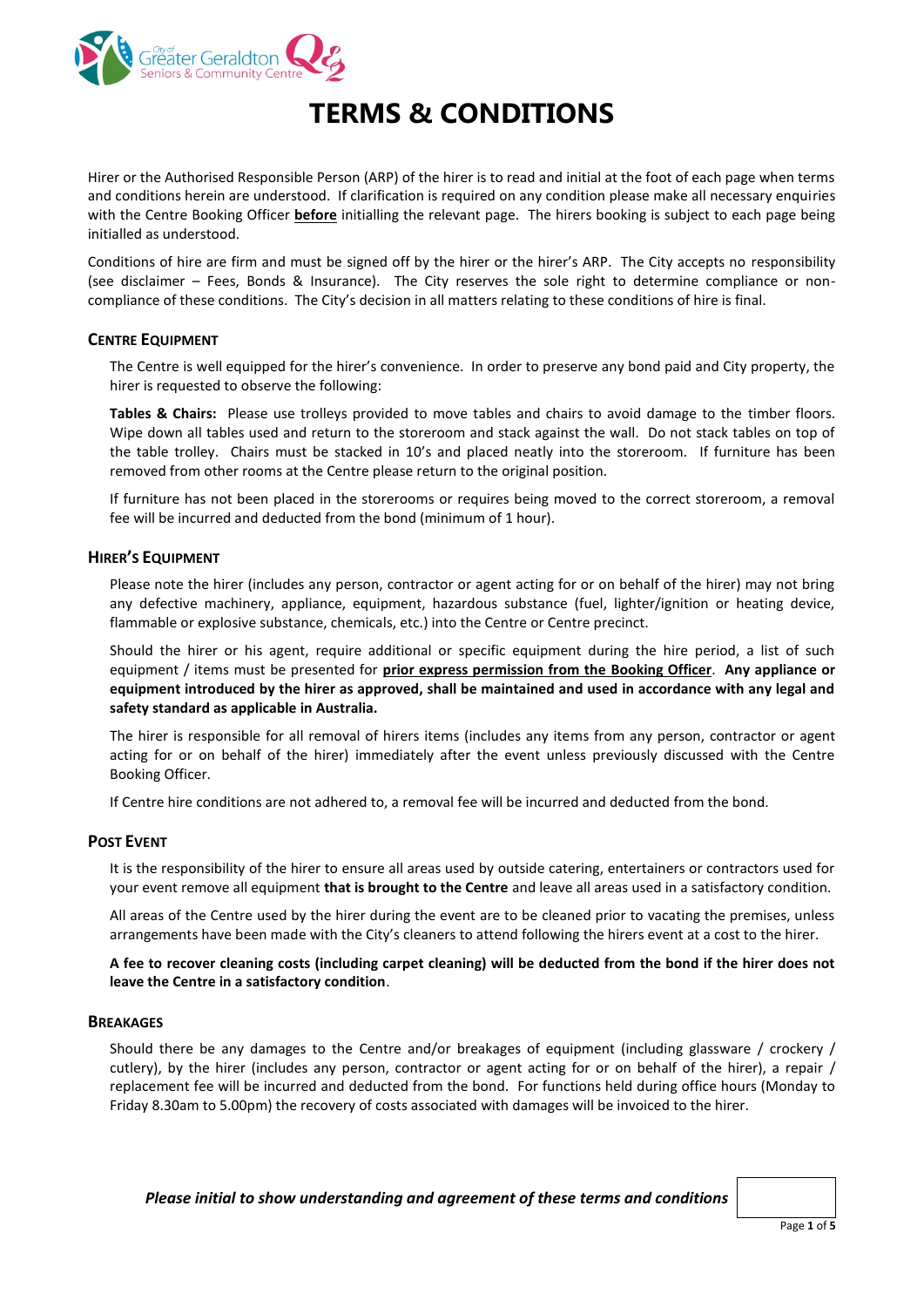# TERMS & CONDITIONS

Hirer or the Authorised Responsible Person (ARP) of the hirer is to read and initial at the foot of each page when terms and conditions herein are understood. If clarification is required on any condition please make all necessary enquiries with the Centre Booking Officer **before** initialling the relevant page. The hirers booking is subject to each page being initialled as understood.

Conditions of hire are firm and must be signed off by the hirer or the hirer's ARP. The City accepts no responsibility (see disclaimer – Fees, Bonds & Insurance). The City reserves the sole right to determine compliance or non-compliance of these conditions. The City's decision in all matters relating to these conditions of hire is final.

## Centre Equipment

The Centre is well equipped for the hirer's convenience. In order to preserve any bond paid and City property, the hirer is requested to observe the following:

**Tables & Chairs:** Please use trolleys provided to move tables and chairs to avoid damage to the timber floors. Wipe down all tables used and return to the storeroom and stack against the wall. Do not stack tables on top of the table trolley. Chairs must be stacked in 10's and placed neatly into the storeroom. If furniture has been removed from other rooms at the Centre please return to the original position.

If furniture has not been placed in the storerooms or requires being moved to the correct storeroom, a removal fee will be incurred and deducted from the bond (minimum of 1 hour).

## Hirer's Equipment

Please note the hirer (includes any person, contractor or agent acting for or on behalf of the hirer) may not bring any defective machinery, appliance, equipment, hazardous substance (fuel, lighter/ignition or heating device, flammable or explosive substance, chemicals, etc.) into the Centre or Centre precinct.

Should the hirer or his agent, require additional or specific equipment during the hire period, a list of such equipment / items must be presented for **prior express permission from the Booking Officer**. **Any appliance or equipment introduced by the hirer as approved, shall be maintained and used in accordance with any legal and safety standard as applicable in Australia.**

The hirer is responsible for all removal of hirers items (includes any items from any person, contractor or agent acting for or on behalf of the hirer) immediately after the event unless previously discussed with the Centre Booking Officer.

If Centre hire conditions are not adhered to, a removal fee will be incurred and deducted from the bond.

## Post Event

It is the responsibility of the hirer to ensure all areas used by outside catering, entertainers or contractors used for your event remove all equipment **that is brought to the Centre** and leave all areas used in a satisfactory condition.

All areas of the Centre used by the hirer during the event are to be cleaned prior to vacating the premises, unless arrangements have been made with the City's cleaners to attend following the hirers event at a cost to the hirer.

**A fee to recover cleaning costs (including carpet cleaning) will be deducted from the bond if the hirer does not leave the Centre in a satisfactory condition**.

## Breakages

Should there be any damages to the Centre and/or breakages of equipment (including glassware / crockery / cutlery), by the hirer (includes any person, contractor or agent acting for or on behalf of the hirer), a repair / replacement fee will be incurred and deducted from the bond. For functions held during office hours (Monday to Friday 8.30am to 5.00pm) the recovery of costs associated with damages will be invoiced to the hirer.

***Please initial to show understanding and agreement of these terms and conditions***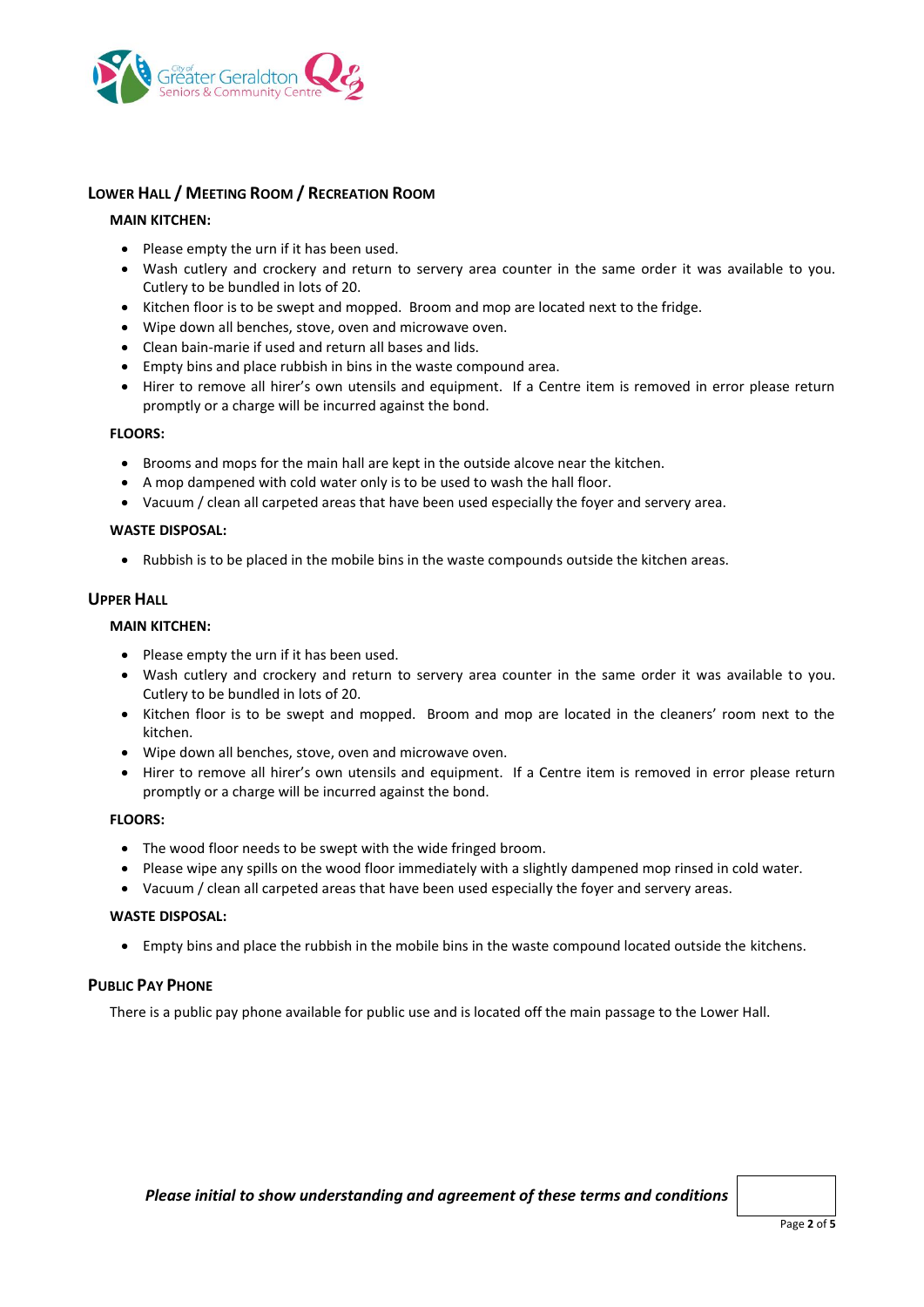## Lower Hall / Meeting Room / Recreation Room

### MAIN KITCHEN:

- Please empty the urn if it has been used.
- Wash cutlery and crockery and return to servery area counter in the same order it was available to you. Cutlery to be bundled in lots of 20.
- Kitchen floor is to be swept and mopped. Broom and mop are located next to the fridge.
- Wipe down all benches, stove, oven and microwave oven.
- Clean bain-marie if used and return all bases and lids.
- Empty bins and place rubbish in bins in the waste compound area.
- Hirer to remove all hirer's own utensils and equipment. If a Centre item is removed in error please return promptly or a charge will be incurred against the bond.

### FLOORS:

- Brooms and mops for the main hall are kept in the outside alcove near the kitchen.
- A mop dampened with cold water only is to be used to wash the hall floor.
- Vacuum / clean all carpeted areas that have been used especially the foyer and servery area.

### WASTE DISPOSAL:

- Rubbish is to be placed in the mobile bins in the waste compounds outside the kitchen areas.

## Upper Hall

### MAIN KITCHEN:

- Please empty the urn if it has been used.
- Wash cutlery and crockery and return to servery area counter in the same order it was available to you. Cutlery to be bundled in lots of 20.
- Kitchen floor is to be swept and mopped. Broom and mop are located in the cleaners' room next to the kitchen.
- Wipe down all benches, stove, oven and microwave oven.
- Hirer to remove all hirer's own utensils and equipment. If a Centre item is removed in error please return promptly or a charge will be incurred against the bond.

### FLOORS:

- The wood floor needs to be swept with the wide fringed broom.
- Please wipe any spills on the wood floor immediately with a slightly dampened mop rinsed in cold water.
- Vacuum / clean all carpeted areas that have been used especially the foyer and servery areas.

### WASTE DISPOSAL:

- Empty bins and place the rubbish in the mobile bins in the waste compound located outside the kitchens.

## Public Pay Phone

There is a public pay phone available for public use and is located off the main passage to the Lower Hall.

***Please initial to show understanding and agreement of these terms and conditions***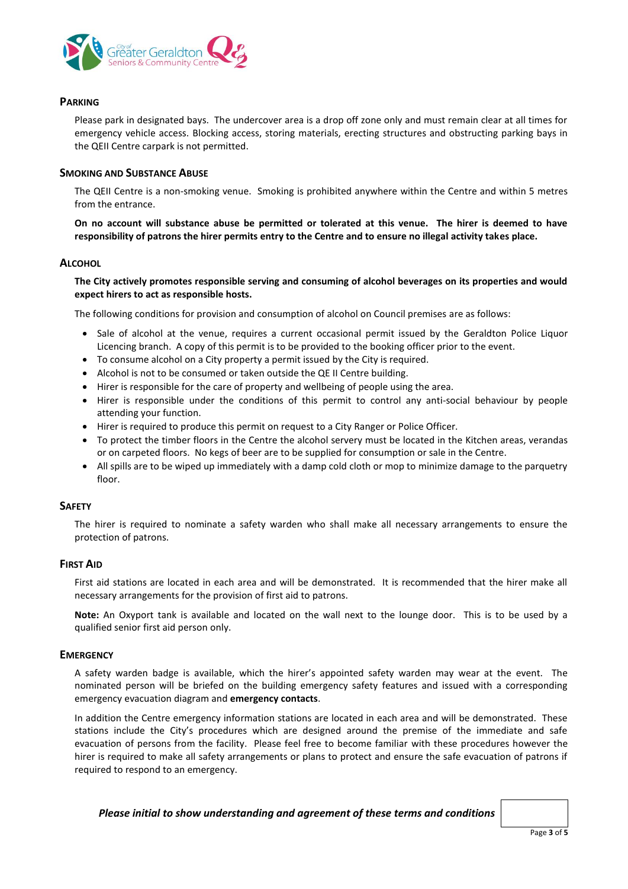## Parking

Please park in designated bays. The undercover area is a drop off zone only and must remain clear at all times for emergency vehicle access. Blocking access, storing materials, erecting structures and obstructing parking bays in the QEII Centre carpark is not permitted.

## Smoking and Substance Abuse

The QEII Centre is a non-smoking venue. Smoking is prohibited anywhere within the Centre and within 5 metres from the entrance.

**On no account will substance abuse be permitted or tolerated at this venue. The hirer is deemed to have responsibility of patrons the hirer permits entry to the Centre and to ensure no illegal activity takes place.**

## Alcohol

**The City actively promotes responsible serving and consuming of alcohol beverages on its properties and would expect hirers to act as responsible hosts.**

The following conditions for provision and consumption of alcohol on Council premises are as follows:

- Sale of alcohol at the venue, requires a current occasional permit issued by the Geraldton Police Liquor Licencing branch. A copy of this permit is to be provided to the booking officer prior to the event.
- To consume alcohol on a City property a permit issued by the City is required.
- Alcohol is not to be consumed or taken outside the QE II Centre building.
- Hirer is responsible for the care of property and wellbeing of people using the area.
- Hirer is responsible under the conditions of this permit to control any anti-social behaviour by people attending your function.
- Hirer is required to produce this permit on request to a City Ranger or Police Officer.
- To protect the timber floors in the Centre the alcohol servery must be located in the Kitchen areas, verandas or on carpeted floors. No kegs of beer are to be supplied for consumption or sale in the Centre.
- All spills are to be wiped up immediately with a damp cold cloth or mop to minimize damage to the parquetry floor.

## Safety

The hirer is required to nominate a safety warden who shall make all necessary arrangements to ensure the protection of patrons.

## First Aid

First aid stations are located in each area and will be demonstrated. It is recommended that the hirer make all necessary arrangements for the provision of first aid to patrons.

**Note:** An Oxyport tank is available and located on the wall next to the lounge door. This is to be used by a qualified senior first aid person only.

## Emergency

A safety warden badge is available, which the hirer's appointed safety warden may wear at the event. The nominated person will be briefed on the building emergency safety features and issued with a corresponding emergency evacuation diagram and **emergency contacts**.

In addition the Centre emergency information stations are located in each area and will be demonstrated. These stations include the City's procedures which are designed around the premise of the immediate and safe evacuation of persons from the facility. Please feel free to become familiar with these procedures however the hirer is required to make all safety arrangements or plans to protect and ensure the safe evacuation of patrons if required to respond to an emergency.

***Please initial to show understanding and agreement of these terms and conditions*** ☐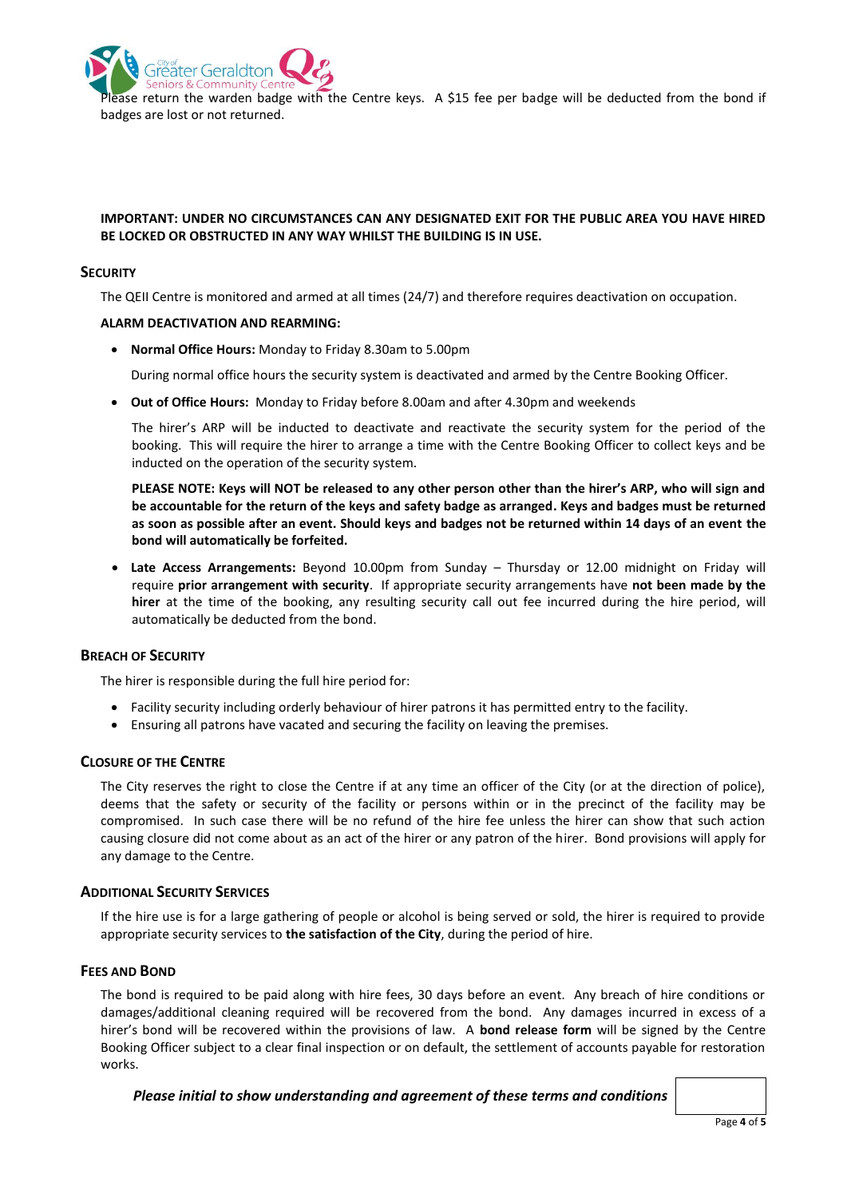Please return the warden badge with the Centre keys. A $15 fee per badge will be deducted from the bond if badges are lost or not returned.

**IMPORTANT: UNDER NO CIRCUMSTANCES CAN ANY DESIGNATED EXIT FOR THE PUBLIC AREA YOU HAVE HIRED BE LOCKED OR OBSTRUCTED IN ANY WAY WHILST THE BUILDING IS IN USE.**

## SECURITY

The QEII Centre is monitored and armed at all times (24/7) and therefore requires deactivation on occupation.

**ALARM DEACTIVATION AND REARMING:**

- **Normal Office Hours:** Monday to Friday 8.30am to 5.00pm

  During normal office hours the security system is deactivated and armed by the Centre Booking Officer.

- **Out of Office Hours:** Monday to Friday before 8.00am and after 4.30pm and weekends

  The hirer's ARP will be inducted to deactivate and reactivate the security system for the period of the booking. This will require the hirer to arrange a time with the Centre Booking Officer to collect keys and be inducted on the operation of the security system.

  **PLEASE NOTE: Keys will NOT be released to any other person other than the hirer's ARP, who will sign and be accountable for the return of the keys and safety badge as arranged. Keys and badges must be returned as soon as possible after an event. Should keys and badges not be returned within 14 days of an event the bond will automatically be forfeited.**

- **Late Access Arrangements:** Beyond 10.00pm from Sunday – Thursday or 12.00 midnight on Friday will require **prior arrangement with security**. If appropriate security arrangements have **not been made by the hirer** at the time of the booking, any resulting security call out fee incurred during the hire period, will automatically be deducted from the bond.

## BREACH OF SECURITY

The hirer is responsible during the full hire period for:

- Facility security including orderly behaviour of hirer patrons it has permitted entry to the facility.
- Ensuring all patrons have vacated and securing the facility on leaving the premises.

## CLOSURE OF THE CENTRE

The City reserves the right to close the Centre if at any time an officer of the City (or at the direction of police), deems that the safety or security of the facility or persons within or in the precinct of the facility may be compromised. In such case there will be no refund of the hire fee unless the hirer can show that such action causing closure did not come about as an act of the hirer or any patron of the hirer. Bond provisions will apply for any damage to the Centre.

## ADDITIONAL SECURITY SERVICES

If the hire use is for a large gathering of people or alcohol is being served or sold, the hirer is required to provide appropriate security services to **the satisfaction of the City**, during the period of hire.

## FEES AND BOND

The bond is required to be paid along with hire fees, 30 days before an event. Any breach of hire conditions or damages/additional cleaning required will be recovered from the bond. Any damages incurred in excess of a hirer's bond will be recovered within the provisions of law. A **bond release form** will be signed by the Centre Booking Officer subject to a clear final inspection or on default, the settlement of accounts payable for restoration works.

***Please initial to show understanding and agreement of these terms and conditions***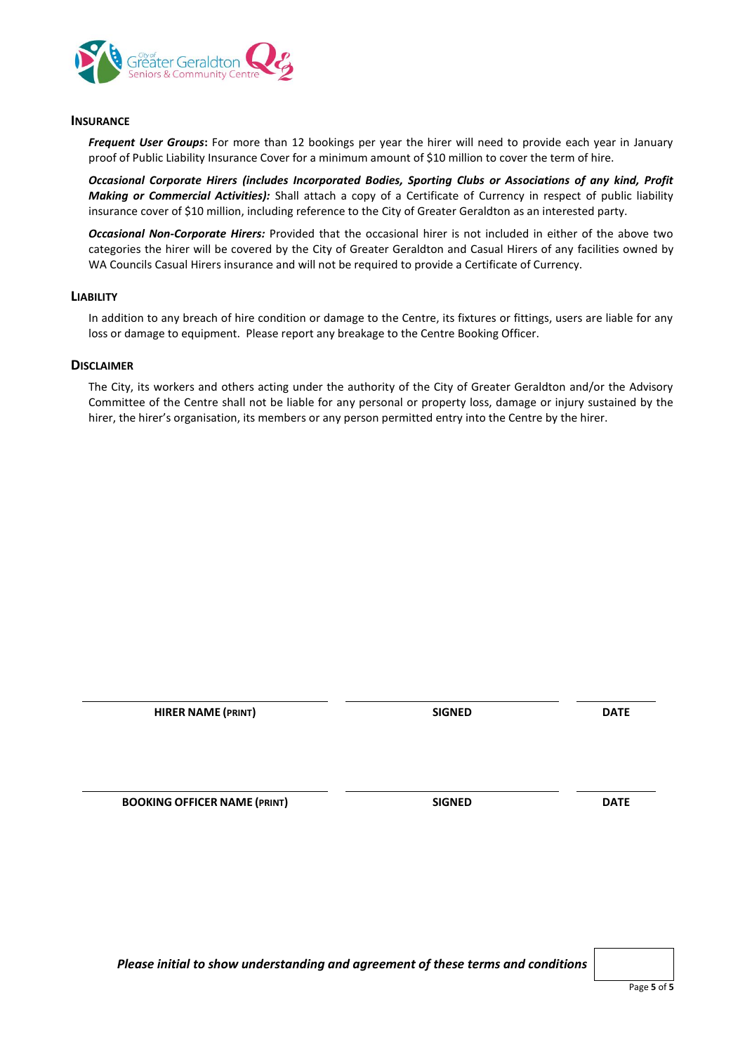## INSURANCE

***Frequent User Groups*****:** For more than 12 bookings per year the hirer will need to provide each year in January proof of Public Liability Insurance Cover for a minimum amount of $10 million to cover the term of hire.

***Occasional Corporate Hirers (includes Incorporated Bodies, Sporting Clubs or Associations of any kind, Profit Making or Commercial Activities):*** Shall attach a copy of a Certificate of Currency in respect of public liability insurance cover of $10 million, including reference to the City of Greater Geraldton as an interested party.

***Occasional Non-Corporate Hirers:*** Provided that the occasional hirer is not included in either of the above two categories the hirer will be covered by the City of Greater Geraldton and Casual Hirers of any facilities owned by WA Councils Casual Hirers insurance and will not be required to provide a Certificate of Currency.

## LIABILITY

In addition to any breach of hire condition or damage to the Centre, its fixtures or fittings, users are liable for any loss or damage to equipment. Please report any breakage to the Centre Booking Officer.

## DISCLAIMER

The City, its workers and others acting under the authority of the City of Greater Geraldton and/or the Advisory Committee of the Centre shall not be liable for any personal or property loss, damage or injury sustained by the hirer, the hirer's organisation, its members or any person permitted entry into the Centre by the hirer.

| | | |
|---|---|---|
| **HIRER NAME (PRINT)** | **SIGNED** | **DATE** |
| | | |
| **BOOKING OFFICER NAME (PRINT)** | **SIGNED** | **DATE** |

***Please initial to show understanding and agreement of these terms and conditions***